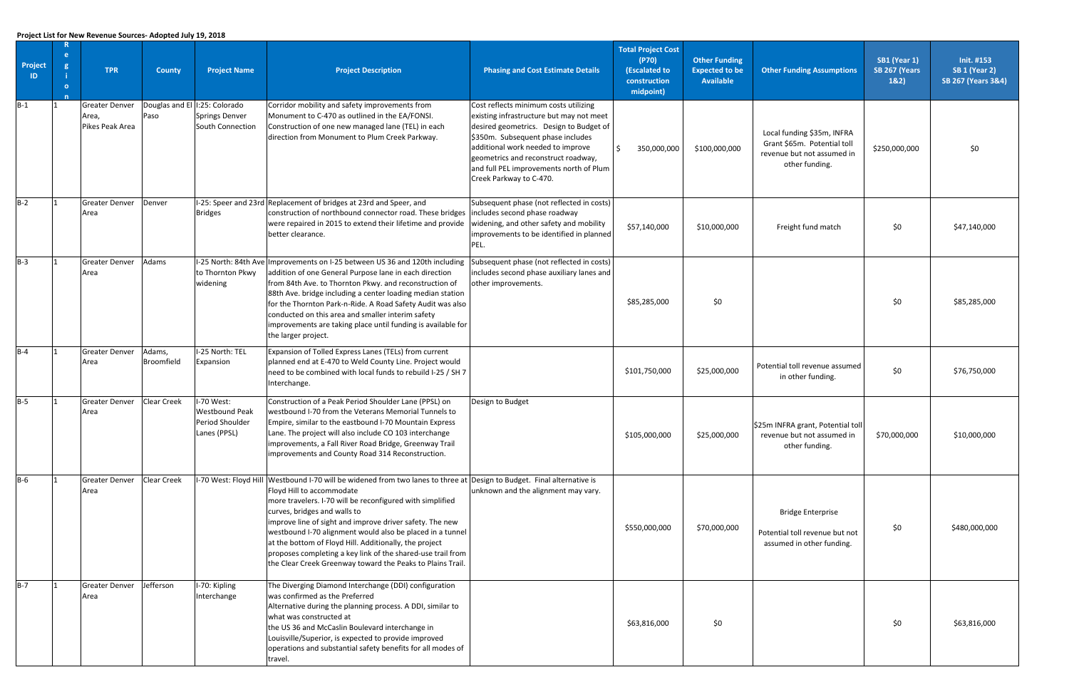**Project List for New Revenue Sources- Adopted July 19, 2018**

| Project ID | Region | TPR | County | Project Name | Project Description | Phasing and Cost Estimate Details | Total Project Cost (P70) (Escalated to construction midpoint) | Other Funding Expected to be Available | Other Funding Assumptions | SB1 (Year 1) SB 267 (Years 1&2) | Init. #153 SB 1 (Year 2) SB 267 (Years 3&4) |
|---|---|---|---|---|---|---|---|---|---|---|---|
| B-1 | 1 | Greater Denver Area, Pikes Peak Area | Douglas and El Paso | I:25: Colorado Springs Denver South Connection | Corridor mobility and safety improvements from Monument to C-470 as outlined in the EA/FONSI. Construction of one new managed lane (TEL) in each direction from Monument to Plum Creek Parkway. | Cost reflects minimum costs utilizing existing infrastructure but may not meet desired geometrics. Design to Budget of $350m. Subsequent phase includes additional work needed to improve geometrics and reconstruct roadway, and full PEL improvements north of Plum Creek Parkway to C-470. | $ 350,000,000 | $100,000,000 | Local funding $35m, INFRA Grant $65m. Potential toll revenue but not assumed in other funding. | $250,000,000 | $0 |
| B-2 | 1 | Greater Denver Area | Denver | I-25: Speer and 23rd Bridges | Replacement of bridges at 23rd and Speer, and construction of northbound connector road. These bridges were repaired in 2015 to extend their lifetime and provide better clearance. | Subsequent phase (not reflected in costs) includes second phase roadway widening, and other safety and mobility improvements to be identified in planned PEL. | $57,140,000 | $10,000,000 | Freight fund match | $0 | $47,140,000 |
| B-3 | 1 | Greater Denver Area | Adams | I-25 North: 84th Ave to Thornton Pkwy widening | Improvements on I-25 between US 36 and 120th including addition of one General Purpose lane in each direction from 84th Ave. to Thornton Pkwy. and reconstruction of 88th Ave. bridge including a center loading median station for the Thornton Park-n-Ride. A Road Safety Audit was also conducted on this area and smaller interim safety improvements are taking place until funding is available for the larger project. | Subsequent phase (not reflected in costs) includes second phase auxiliary lanes and other improvements. | $85,285,000 | $0 | | $0 | $85,285,000 |
| B-4 | 1 | Greater Denver Area | Adams, Broomfield | I-25 North: TEL Expansion | Expansion of Tolled Express Lanes (TELs) from current planned end at E-470 to Weld County Line. Project would need to be combined with local funds to rebuild I-25 / SH 7 Interchange. | | $101,750,000 | $25,000,000 | Potential toll revenue assumed in other funding. | $0 | $76,750,000 |
| B-5 | 1 | Greater Denver Area | Clear Creek | I-70 West: Westbound Peak Period Shoulder Lanes (PPSL) | Construction of a Peak Period Shoulder Lane (PPSL) on westbound I-70 from the Veterans Memorial Tunnels to Empire, similar to the eastbound I-70 Mountain Express Lane. The project will also include CO 103 interchange improvements, a Fall River Road Bridge, Greenway Trail improvements and County Road 314 Reconstruction. | Design to Budget | $105,000,000 | $25,000,000 | $25m INFRA grant, Potential toll revenue but not assumed in other funding. | $70,000,000 | $10,000,000 |
| B-6 | 1 | Greater Denver Area | Clear Creek | I-70 West: Floyd Hill | Westbound I-70 will be widened from two lanes to three at Floyd Hill to accommodate more travelers. I-70 will be reconfigured with simplified curves, bridges and walls to improve line of sight and improve driver safety. The new westbound I-70 alignment would also be placed in a tunnel at the bottom of Floyd Hill. Additionally, the project proposes completing a key link of the shared-use trail from the Clear Creek Greenway toward the Peaks to Plains Trail. | Design to Budget. Final alternative is unknown and the alignment may vary. | $550,000,000 | $70,000,000 | Bridge Enterprise<br><br>Potential toll revenue but not assumed in other funding. | $0 | $480,000,000 |
| B-7 | 1 | Greater Denver Area | Jefferson | I-70: Kipling Interchange | The Diverging Diamond Interchange (DDI) configuration was confirmed as the Preferred Alternative during the planning process. A DDI, similar to what was constructed at the US 36 and McCaslin Boulevard interchange in Louisville/Superior, is expected to provide improved operations and substantial safety benefits for all modes of travel. | | $63,816,000 | $0 | | $0 | $63,816,000 |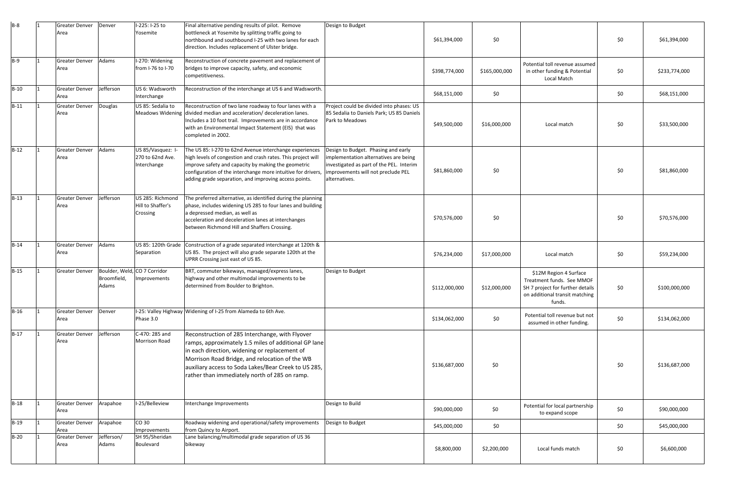| | | | | | | | | | | |
|---|---|---|---|---|---|---|---|---|---|---|
| B-8 | 1 | Greater Denver Area | Denver | I-225: I-25 to Yosemite | Final alternative pending results of pilot. Remove bottleneck at Yosemite by splitting traffic going to northbound and southbound I-25 with two lanes for each direction. Includes replacement of Ulster bridge. | Design to Budget | $61,394,000 | $0 | | $0 | $61,394,000 |
| B-9 | 1 | Greater Denver Area | Adams | I-270: Widening from I-76 to I-70 | Reconstruction of concrete pavement and replacement of bridges to improve capacity, safety, and economic competitiveness. | | $398,774,000 | $165,000,000 | Potential toll revenue assumed in other funding & Potential Local Match | $0 | $233,774,000 |
| B-10 | 1 | Greater Denver Area | Jefferson | US 6: Wadsworth Interchange | Reconstruction of the interchange at US 6 and Wadsworth. | | $68,151,000 | $0 | | $0 | $68,151,000 |
| B-11 | 1 | Greater Denver Area | Douglas | US 85: Sedalia to Meadows Widening | Reconstruction of two lane roadway to four lanes with a divided median and acceleration/ deceleration lanes. Includes a 10 foot trail. Improvements are in accordance with an Environmental Impact Statement (EIS) that was completed in 2002. | Project could be divided into phases: US 85 Sedalia to Daniels Park; US 85 Daniels Park to Meadows | $49,500,000 | $16,000,000 | Local match | $0 | $33,500,000 |
| B-12 | 1 | Greater Denver Area | Adams | US 85/Vasquez: I-270 to 62nd Ave. Interchange | The US 85: I-270 to 62nd Avenue interchange experiences high levels of congestion and crash rates. This project will improve safety and capacity by making the geometric configuration of the interchange more intuitive for drivers, adding grade separation, and improving access points. | Design to Budget. Phasing and early implementation alternatives are being investigated as part of the PEL. Interim improvements will not preclude PEL alternatives. | $81,860,000 | $0 | | $0 | $81,860,000 |
| B-13 | 1 | Greater Denver Area | Jefferson | US 285: Richmond Hill to Shaffer's Crossing | The preferred alternative, as identified during the planning phase, includes widening US 285 to four lanes and building a depressed median, as well as acceleration and deceleration lanes at interchanges between Richmond Hill and Shaffers Crossing. | | $70,576,000 | $0 | | $0 | $70,576,000 |
| B-14 | 1 | Greater Denver Area | Adams | US 85: 120th Grade Separation | Construction of a grade separated interchange at 120th & US 85. The project will also grade separate 120th at the UPRR Crossing just east of US 85. | | $76,234,000 | $17,000,000 | Local match | $0 | $59,234,000 |
| B-15 | 1 | Greater Denver | Boulder, Weld, Broomfield, Adams | CO 7 Corridor Improvements | BRT, commuter bikeways, managed/express lanes, highway and other multimodal improvements to be determined from Boulder to Brighton. | Design to Budget | $112,000,000 | $12,000,000 | $12M Region 4 Surface Treatment funds. See MMOF SH 7 project for further details on additional transit matching funds. | $0 | $100,000,000 |
| B-16 | 1 | Greater Denver Area | Denver | I-25: Valley Highway Phase 3.0 | Widening of I-25 from Alameda to 6th Ave. | | $134,062,000 | $0 | Potential toll revenue but not assumed in other funding. | $0 | $134,062,000 |
| B-17 | 1 | Greater Denver Area | Jefferson | C-470: 285 and Morrison Road | Reconstruction of 285 Interchange, with Flyover ramps, approximately 1.5 miles of additional GP lane in each direction, widening or replacement of Morrison Road Bridge, and relocation of the WB auxiliary access to Soda Lakes/Bear Creek to US 285, rather than immediately north of 285 on ramp. | | $136,687,000 | $0 | | $0 | $136,687,000 |
| B-18 | 1 | Greater Denver Area | Arapahoe | I-25/Belleview | Interchange Improvements | Design to Build | $90,000,000 | $0 | Potential for local partnership to expand scope | $0 | $90,000,000 |
| B-19 | 1 | Greater Denver Area | Arapahoe | CO 30 Improvements | Roadway widening and operational/safety improvements from Quincy to Airport. | Design to Budget | $45,000,000 | $0 | | $0 | $45,000,000 |
| B-20 | 1 | Greater Denver Area | Jefferson/ Adams | SH 95/Sheridan Boulevard | Lane balancing/multimodal grade separation of US 36 bikeway | | $8,800,000 | $2,200,000 | Local funds match | $0 | $6,600,000 |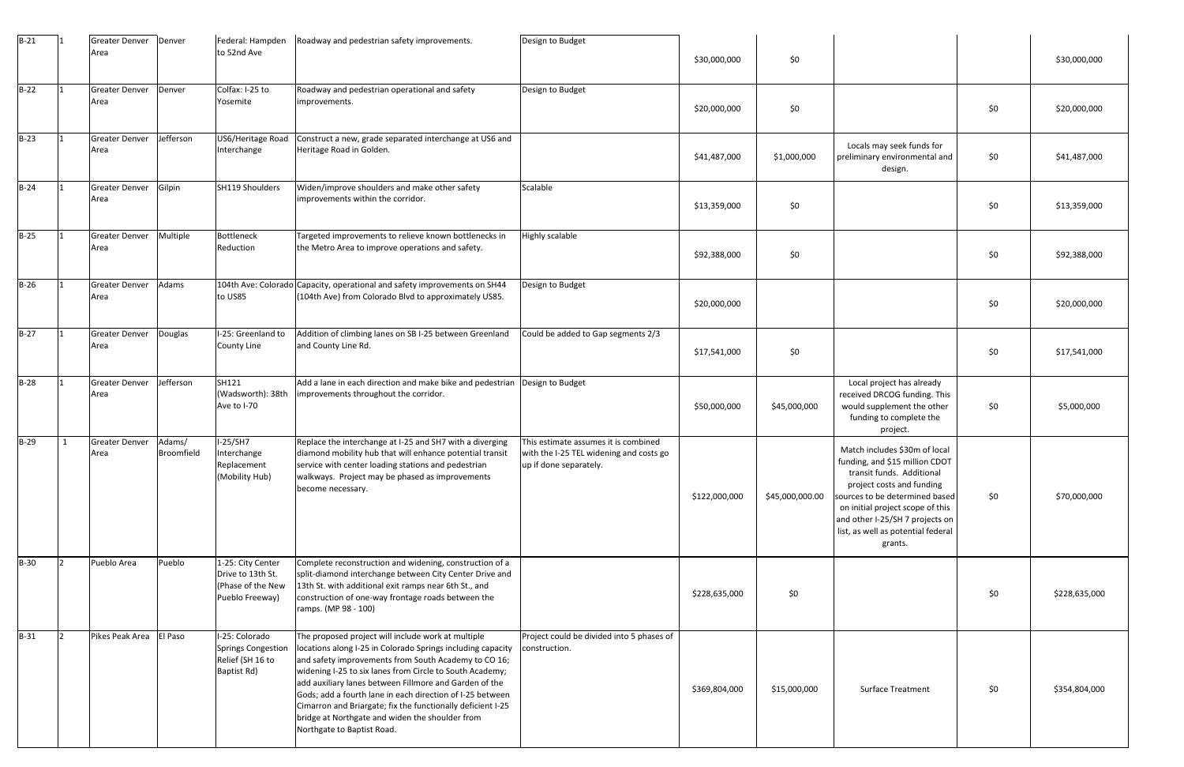| | | | | | | | | | | | |
|---|---|---|---|---|---|---|---|---|---|---|---|
| B-21 | 1 | Greater Denver Area | Denver | Federal: Hampden to 52nd Ave | Roadway and pedestrian safety improvements. | Design to Budget | $30,000,000 | $0 | | | $30,000,000 |
| B-22 | 1 | Greater Denver Area | Denver | Colfax: I-25 to Yosemite | Roadway and pedestrian operational and safety improvements. | Design to Budget | $20,000,000 | $0 | | $0 | $20,000,000 |
| B-23 | 1 | Greater Denver Area | Jefferson | US6/Heritage Road Interchange | Construct a new, grade separated interchange at US6 and Heritage Road in Golden. | | $41,487,000 | $1,000,000 | Locals may seek funds for preliminary environmental and design. | $0 | $41,487,000 |
| B-24 | 1 | Greater Denver Area | Gilpin | SH119 Shoulders | Widen/improve shoulders and make other safety improvements within the corridor. | Scalable | $13,359,000 | $0 | | $0 | $13,359,000 |
| B-25 | 1 | Greater Denver Area | Multiple | Bottleneck Reduction | Targeted improvements to relieve known bottlenecks in the Metro Area to improve operations and safety. | Highly scalable | $92,388,000 | $0 | | $0 | $92,388,000 |
| B-26 | 1 | Greater Denver Area | Adams | 104th Ave: Colorado to US85 | Capacity, operational and safety improvements on SH44 (104th Ave) from Colorado Blvd to approximately US85. | Design to Budget | $20,000,000 | | | $0 | $20,000,000 |
| B-27 | 1 | Greater Denver Area | Douglas | I-25: Greenland to County Line | Addition of climbing lanes on SB I-25 between Greenland and County Line Rd. | Could be added to Gap segments 2/3 | $17,541,000 | $0 | | $0 | $17,541,000 |
| B-28 | 1 | Greater Denver Area | Jefferson | SH121 (Wadsworth): 38th Ave to I-70 | Add a lane in each direction and make bike and pedestrian improvements throughout the corridor. | Design to Budget | $50,000,000 | $45,000,000 | Local project has already received DRCOG funding. This would supplement the other funding to complete the project. | $0 | $5,000,000 |
| B-29 | 1 | Greater Denver Area | Adams/ Broomfield | I-25/SH7 Interchange Replacement (Mobility Hub) | Replace the interchange at I-25 and SH7 with a diverging diamond mobility hub that will enhance potential transit service with center loading stations and pedestrian walkways. Project may be phased as improvements become necessary. | This estimate assumes it is combined with the I-25 TEL widening and costs go up if done separately. | $122,000,000 | $45,000,000.00 | Match includes $30m of local funding, and $15 million CDOT transit funds. Additional project costs and funding sources to be determined based on initial project scope of this and other I-25/SH 7 projects on list, as well as potential federal grants. | $0 | $70,000,000 |
| B-30 | 2 | Pueblo Area | Pueblo | 1-25: City Center Drive to 13th St. (Phase of the New Pueblo Freeway) | Complete reconstruction and widening, construction of a split-diamond interchange between City Center Drive and 13th St. with additional exit ramps near 6th St., and construction of one-way frontage roads between the ramps. (MP 98 - 100) | | $228,635,000 | $0 | | $0 | $228,635,000 |
| B-31 | 2 | Pikes Peak Area | El Paso | I-25: Colorado Springs Congestion Relief (SH 16 to Baptist Rd) | The proposed project will include work at multiple locations along I-25 in Colorado Springs including capacity and safety improvements from South Academy to CO 16; widening I-25 to six lanes from Circle to South Academy; add auxiliary lanes between Fillmore and Garden of the Gods; add a fourth lane in each direction of I-25 between Cimarron and Briargate; fix the functionally deficient I-25 bridge at Northgate and widen the shoulder from Northgate to Baptist Road. | Project could be divided into 5 phases of construction. | $369,804,000 | $15,000,000 | Surface Treatment | $0 | $354,804,000 |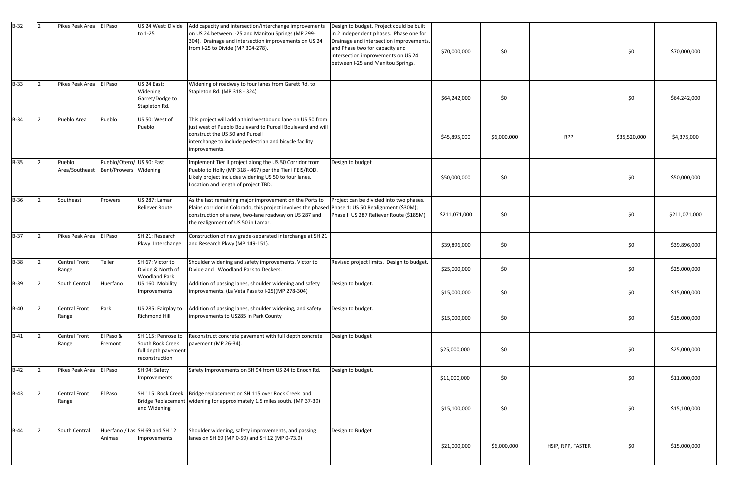| B-32 | 2 | Pikes Peak Area | El Paso | US 24 West: Divide to 1-25 | Add capacity and intersection/interchange improvements on US 24 between I-25 and Manitou Springs (MP 299-304). Drainage and intersection improvements on US 24 from I-25 to Divide (MP 304-278). | Design to budget. Project could be built in 2 independent phases. Phase one for Drainage and intersection improvements, and Phase two for capacity and intersection improvements on US 24 between I-25 and Manitou Springs. | $70,000,000 | $0 | | $0 | $70,000,000 |
|---|---|---|---|---|---|---|---|---|---|---|---|
| B-33 | 2 | Pikes Peak Area | El Paso | US 24 East: Widening Garret/Dodge to Stapleton Rd. | Widening of roadway to four lanes from Garett Rd. to Stapleton Rd. (MP 318 - 324) | | $64,242,000 | $0 | | $0 | $64,242,000 |
| B-34 | 2 | Pueblo Area | Pueblo | US 50: West of Pueblo | This project will add a third westbound lane on US 50 from just west of Pueblo Boulevard to Purcell Boulevard and will construct the US 50 and Purcell interchange to include pedestrian and bicycle facility improvements. | | $45,895,000 | $6,000,000 | RPP | $35,520,000 | $4,375,000 |
| B-35 | 2 | Pueblo Area/Southeast | Pueblo/Otero/ Bent/Prowers | US 50: East Widening | Implement Tier II project along the US 50 Corridor from Pueblo to Holly (MP 318 - 467) per the Tier I FEIS/ROD. Likely project includes widening US 50 to four lanes. Location and length of project TBD. | Design to budget | $50,000,000 | $0 | | $0 | $50,000,000 |
| B-36 | 2 | Southeast | Prowers | US 287: Lamar Reliever Route | As the last remaining major improvement on the Ports to Plains corridor in Colorado, this project involves the phased construction of a new, two-lane roadway on US 287 and the realignment of US 50 in Lamar. | Project can be divided into two phases. Phase 1: US 50 Realignment ($30M); Phase II US 287 Reliever Route ($185M) | $211,071,000 | $0 | | $0 | $211,071,000 |
| B-37 | 2 | Pikes Peak Area | El Paso | SH 21: Research Pkwy. Interchange | Construction of new grade-separated interchange at SH 21 and Research Pkwy (MP 149-151). | | $39,896,000 | $0 | | $0 | $39,896,000 |
| B-38 | 2 | Central Front Range | Teller | SH 67: Victor to Divide & North of Woodland Park | Shoulder widening and safety improvements. Victor to Divide and Woodland Park to Deckers. | Revised project limits. Design to budget. | $25,000,000 | $0 | | $0 | $25,000,000 |
| B-39 | 2 | South Central | Huerfano | US 160: Mobility Improvements | Addition of passing lanes, shoulder widening and safety improvements. (La Veta Pass to I-25)(MP 278-304) | Design to budget. | $15,000,000 | $0 | | $0 | $15,000,000 |
| B-40 | 2 | Central Front Range | Park | US 285: Fairplay to Richmond Hill | Addition of passing lanes, shoulder widening, and safety improvements to US285 in Park County | Design to budget. | $15,000,000 | $0 | | $0 | $15,000,000 |
| B-41 | 2 | Central Front Range | El Paso & Fremont | SH 115: Penrose to South Rock Creek full depth pavement reconstruction | Reconstruct concrete pavement with full depth concrete pavement (MP 26-34). | Design to budget | $25,000,000 | $0 | | $0 | $25,000,000 |
| B-42 | 2 | Pikes Peak Area | El Paso | SH 94: Safety Improvements | Safety Improvements on SH 94 from US 24 to Enoch Rd. | Design to budget. | $11,000,000 | $0 | | $0 | $11,000,000 |
| B-43 | 2 | Central Front Range | El Paso | SH 115: Rock Creek Bridge Replacement and Widening | Bridge replacement on SH 115 over Rock Creek and widening for approximately 1.5 miles south. (MP 37-39) | | $15,100,000 | $0 | | $0 | $15,100,000 |
| B-44 | 2 | South Central | Huerfano / Las Animas | SH 69 and SH 12 Improvements | Shoulder widening, safety improvements, and passing lanes on SH 69 (MP 0-59) and SH 12 (MP 0-73.9) | Design to Budget | $21,000,000 | $6,000,000 | HSIP, RPP, FASTER | $0 | $15,000,000 |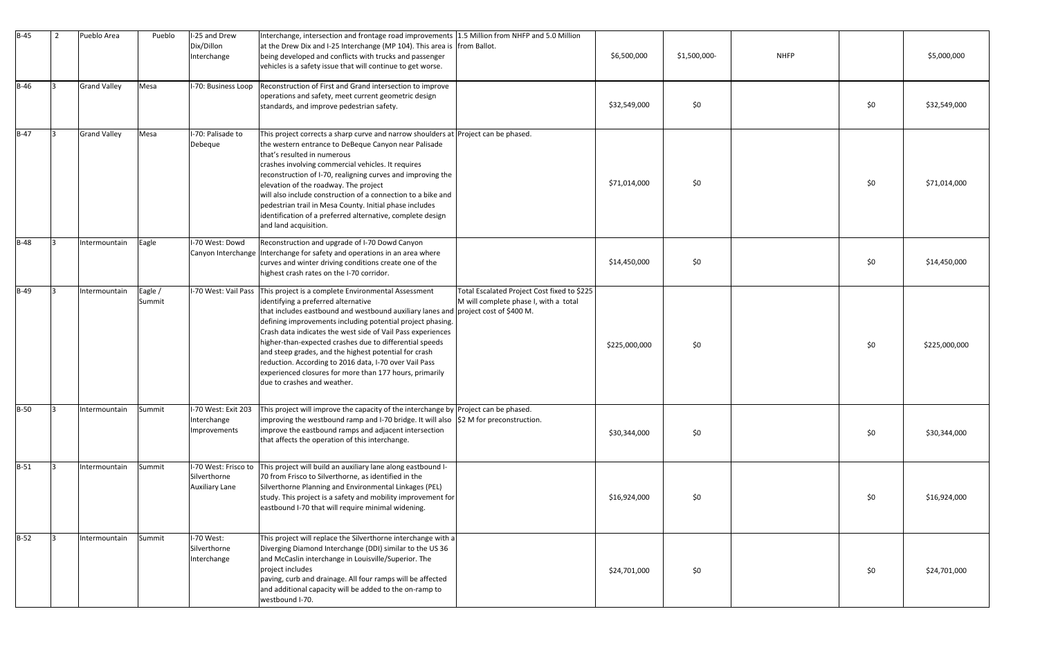| B-45 | 2 | Pueblo Area | Pueblo | I-25 and Drew Dix/Dillon Interchange | Interchange, intersection and frontage road improvements at the Drew Dix and I-25 Interchange (MP 104). This area is being developed and conflicts with trucks and passenger vehicles is a safety issue that will continue to get worse. | 1.5 Million from NHFP and 5.0 Million from Ballot. | $6,500,000 | $1,500,000- | NHFP | | $5,000,000 |
|---|---|---|---|---|---|---|---|---|---|---|---|
| B-46 | 3 | Grand Valley | Mesa | I-70: Business Loop | Reconstruction of First and Grand intersection to improve operations and safety, meet current geometric design standards, and improve pedestrian safety. | | $32,549,000 | $0 | | $0 | $32,549,000 |
| B-47 | 3 | Grand Valley | Mesa | I-70: Palisade to Debeque | This project corrects a sharp curve and narrow shoulders at the western entrance to DeBeque Canyon near Palisade that's resulted in numerous crashes involving commercial vehicles. It requires reconstruction of I-70, realigning curves and improving the elevation of the roadway. The project will also include construction of a connection to a bike and pedestrian trail in Mesa County. Initial phase includes identification of a preferred alternative, complete design and land acquisition. | Project can be phased. | $71,014,000 | $0 | | $0 | $71,014,000 |
| B-48 | 3 | Intermountain | Eagle | I-70 West: Dowd Canyon Interchange | Reconstruction and upgrade of I-70 Dowd Canyon Interchange for safety and operations in an area where curves and winter driving conditions create one of the highest crash rates on the I-70 corridor. | | $14,450,000 | $0 | | $0 | $14,450,000 |
| B-49 | 3 | Intermountain | Eagle / Summit | I-70 West: Vail Pass | This project is a complete Environmental Assessment identifying a preferred alternative that includes eastbound and westbound auxiliary lanes and defining improvements including potential project phasing. Crash data indicates the west side of Vail Pass experiences higher-than-expected crashes due to differential speeds and steep grades, and the highest potential for crash reduction. According to 2016 data, I-70 over Vail Pass experienced closures for more than 177 hours, primarily due to crashes and weather. | Total Escalated Project Cost fixed to $225 M will complete phase I, with a total project cost of $400 M. | $225,000,000 | $0 | | $0 | $225,000,000 |
| B-50 | 3 | Intermountain | Summit | I-70 West: Exit 203 Interchange Improvements | This project will improve the capacity of the interchange by improving the westbound ramp and I-70 bridge. It will also improve the eastbound ramps and adjacent intersection that affects the operation of this interchange. | Project can be phased. $2 M for preconstruction. | $30,344,000 | $0 | | $0 | $30,344,000 |
| B-51 | 3 | Intermountain | Summit | I-70 West: Frisco to Silverthorne Auxiliary Lane | This project will build an auxiliary lane along eastbound I-70 from Frisco to Silverthorne, as identified in the Silverthorne Planning and Environmental Linkages (PEL) study. This project is a safety and mobility improvement for eastbound I-70 that will require minimal widening. | | $16,924,000 | $0 | | $0 | $16,924,000 |
| B-52 | 3 | Intermountain | Summit | I-70 West: Silverthorne Interchange | This project will replace the Silverthorne interchange with a Diverging Diamond Interchange (DDI) similar to the US 36 and McCaslin interchange in Louisville/Superior. The project includes paving, curb and drainage. All four ramps will be affected and additional capacity will be added to the on-ramp to westbound I-70. | | $24,701,000 | $0 | | $0 | $24,701,000 |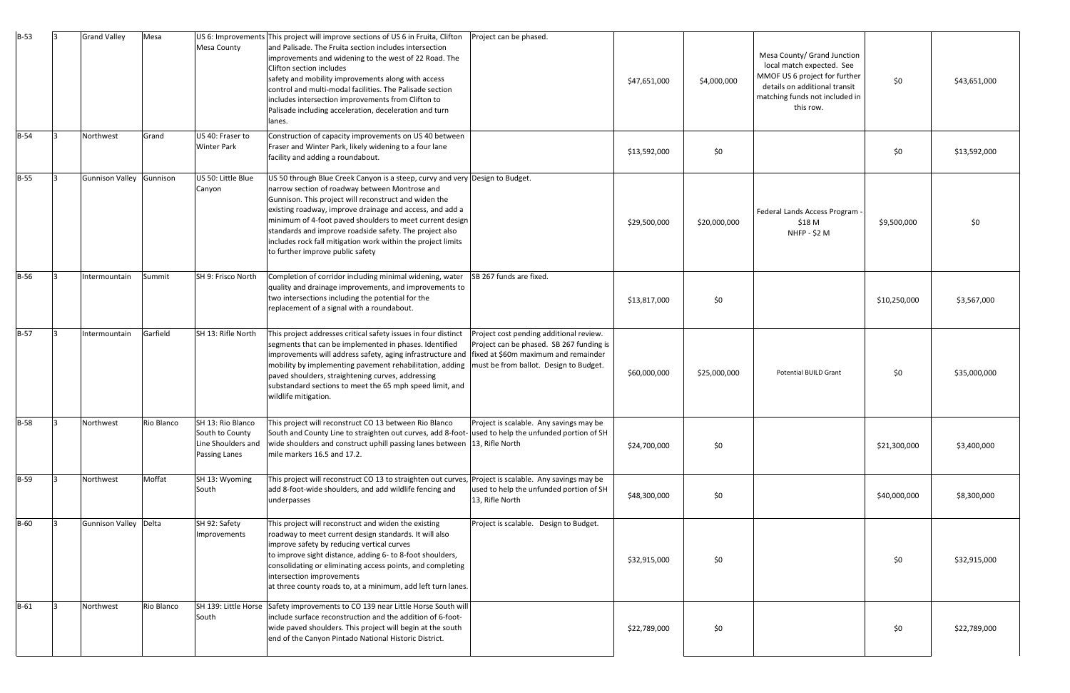| B-53 | 3 | Grand Valley | Mesa | US 6: Improvements Mesa County | This project will improve sections of US 6 in Fruita, Clifton and Palisade. The Fruita section includes intersection improvements and widening to the west of 22 Road. The Clifton section includes safety and mobility improvements along with access control and multi-modal facilities. The Palisade section includes intersection improvements from Clifton to Palisade including acceleration, deceleration and turn lanes. | Project can be phased. | $47,651,000 | $4,000,000 | Mesa County/ Grand Junction local match expected. See MMOF US 6 project for further details on additional transit matching funds not included in this row. | $0 | $43,651,000 |
|---|---|---|---|---|---|---|---|---|---|---|---|
| B-54 | 3 | Northwest | Grand | US 40: Fraser to Winter Park | Construction of capacity improvements on US 40 between Fraser and Winter Park, likely widening to a four lane facility and adding a roundabout. | | $13,592,000 | $0 | | $0 | $13,592,000 |
| B-55 | 3 | Gunnison Valley | Gunnison | US 50: Little Blue Canyon | US 50 through Blue Creek Canyon is a steep, curvy and very narrow section of roadway between Montrose and Gunnison. This project will reconstruct and widen the existing roadway, improve drainage and access, and add a minimum of 4-foot paved shoulders to meet current design standards and improve roadside safety. The project also includes rock fall mitigation work within the project limits to further improve public safety | Design to Budget. | $29,500,000 | $20,000,000 | Federal Lands Access Program - $18 M NHFP - $2 M | $9,500,000 | $0 |
| B-56 | 3 | Intermountain | Summit | SH 9: Frisco North | Completion of corridor including minimal widening, water quality and drainage improvements, and improvements to two intersections including the potential for the replacement of a signal with a roundabout. | SB 267 funds are fixed. | $13,817,000 | $0 | | $10,250,000 | $3,567,000 |
| B-57 | 3 | Intermountain | Garfield | SH 13: Rifle North | This project addresses critical safety issues in four distinct segments that can be implemented in phases. Identified improvements will address safety, aging infrastructure and mobility by implementing pavement rehabilitation, adding paved shoulders, straightening curves, addressing substandard sections to meet the 65 mph speed limit, and wildlife mitigation. | Project cost pending additional review. Project can be phased. SB 267 funding is fixed at $60m maximum and remainder must be from ballot. Design to Budget. | $60,000,000 | $25,000,000 | Potential BUILD Grant | $0 | $35,000,000 |
| B-58 | 3 | Northwest | Rio Blanco | SH 13: Rio Blanco South to County Line Shoulders and Passing Lanes | This project will reconstruct CO 13 between Rio Blanco South and County Line to straighten out curves, add 8-foot-wide shoulders and construct uphill passing lanes between mile markers 16.5 and 17.2. | Project is scalable. Any savings may be used to help the unfunded portion of SH 13, Rifle North | $24,700,000 | $0 | | $21,300,000 | $3,400,000 |
| B-59 | 3 | Northwest | Moffat | SH 13: Wyoming South | This project will reconstruct CO 13 to straighten out curves, add 8-foot-wide shoulders, and add wildlife fencing and underpasses | Project is scalable. Any savings may be used to help the unfunded portion of SH 13, Rifle North | $48,300,000 | $0 | | $40,000,000 | $8,300,000 |
| B-60 | 3 | Gunnison Valley | Delta | SH 92: Safety Improvements | This project will reconstruct and widen the existing roadway to meet current design standards. It will also improve safety by reducing vertical curves to improve sight distance, adding 6- to 8-foot shoulders, consolidating or eliminating access points, and completing intersection improvements at three county roads to, at a minimum, add left turn lanes. | Project is scalable. Design to Budget. | $32,915,000 | $0 | | $0 | $32,915,000 |
| B-61 | 3 | Northwest | Rio Blanco | SH 139: Little Horse South | Safety improvements to CO 139 near Little Horse South will include surface reconstruction and the addition of 6-foot-wide paved shoulders. This project will begin at the south end of the Canyon Pintado National Historic District. | | $22,789,000 | $0 | | $0 | $22,789,000 |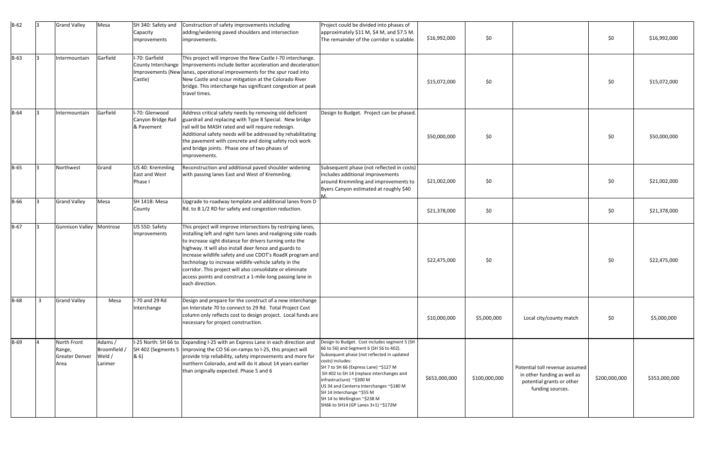| B-62 | 3 | Grand Valley | Mesa | SH 340: Safety and Capacity improvements | Construction of safety improvements including adding/widening paved shoulders and intersection improvements. | Project could be divided into phases of approximately $11 M, $4 M, and $7.5 M. The remainder of the corridor is scalable. | $16,992,000 | $0 | | $0 | $16,992,000 |
|---|---|---|---|---|---|---|---|---|---|---|---|
| B-63 | 3 | Intermountain | Garfield | I-70: Garfield County Interchange Improvements (New Castle) | This project will improve the New Castle I-70 interchange. Improvements include better acceleration and deceleration lanes, operational improvements for the spur road into New Castle and scour mitigation at the Colorado River bridge. This interchange has significant congestion at peak travel times. | | $15,072,000 | $0 | | $0 | $15,072,000 |
| B-64 | 3 | Intermountain | Garfield | I-70: Glenwood Canyon Bridge Rail & Pavement | Address critical safety needs by removing old deficient guardrail and replacing with Type 8 Special. New bridge rail will be MASH rated and will require redesign. Additional safety needs will be addressed by rehabilitating the pavement with concrete and doing safety rock work and bridge joints. Phase one of two phases of improvements. | Design to Budget. Project can be phased. | $50,000,000 | $0 | | $0 | $50,000,000 |
| B-65 | 3 | Northwest | Grand | US 40: Kremmling East and West Phase I | Reconstruction and additional paved shoulder widening with passing lanes East and West of Kremmling. | Subsequent phase (not reflected in costs) includes additional improvements around Kremmling and improvements to Byers Canyon estimated at roughly $40 M. | $21,002,000 | $0 | | $0 | $21,002,000 |
| B-66 | 3 | Grand Valley | Mesa | SH 141B: Mesa County | Upgrade to roadway template and additional lanes from D Rd. to B 1/2 RD for safety and congestion reduction. | | $21,378,000 | $0 | | $0 | $21,378,000 |
| B-67 | 3 | Gunnison Valley | Montrose | US 550: Safety Improvements | This project will improve intersections by restriping lanes, installing left and right turn lanes and realigning side roads to increase sight distance for drivers turning onto the highway. It will also install deer fence and guards to increase wildlife safety and use CDOT's RoadX program and technology to increase wildlife-vehicle safety in the corridor. This project will also consolidate or eliminate access points and construct a 1-mile-long passing lane in each direction. | | $22,475,000 | $0 | | $0 | $22,475,000 |
| B-68 | 3 | Grand Valley | Mesa | I-70 and 29 Rd Interchange | Design and prepare for the construct of a new interchange on Interstate 70 to connect to 29 Rd. Total Project Cost column only reflects cost to design project. Local funds are necessary for project construction. | | $10,000,000 | $5,000,000 | Local city/county match | $0 | $5,000,000 |
| B-69 | 4 | North Front Range, Greater Denver Area | Adams / Broomfield / Weld / Larimer | I-25 North: SH 66 to SH 402 (Segments 5 & 6) | Expanding I-25 with an Express Lane in each direction and improving the CO 56 on-ramps to I-25, this project will provide trip reliability, safety improvements and more for northern Colorado, and will do it about 14 years earlier than originally expected. Phase 5 and 6 | Design to Budget. Cost includes segment 5 (SH 66 to 56) and Segment 6 (SH 56 to 402). Subsequent phase (not reflected in updated costs) includes:<br>SH 7 to SH 66 (Express Lane) ~$127 M<br>SH 402 to SH 14 (replace interchanges and infrastructure) ~$300 M<br>US 34 and Centerra Interchanges ~$180 M<br>SH 14 Interchange ~$55 M<br>SH 14 to Wellington ~$238 M<br>SH66 to SH14 (GP Lanes 3+1) ~$172M | $653,000,000 | $100,000,000 | Potential toll revenue assumed in other funding as well as potential grants or other funding sources. | $200,000,000 | $353,000,000 |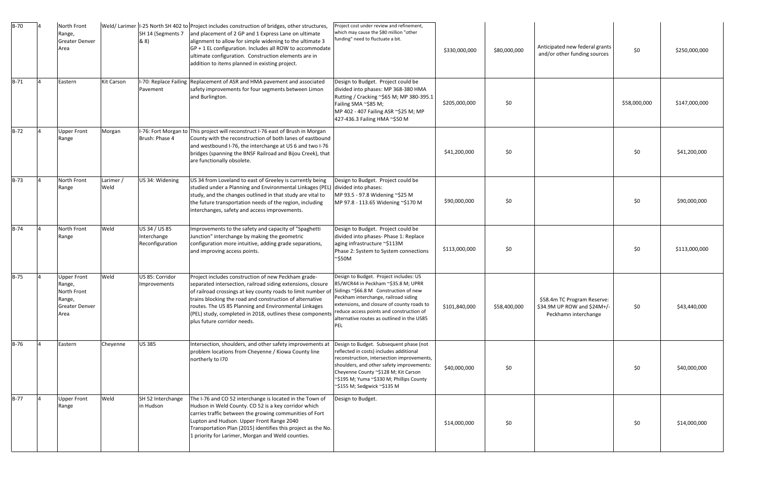| B-70 | 4 | North Front Range, Greater Denver Area | Weld/ Larimer | I-25 North SH 402 to SH 14 (Segments 7 & 8) | Project includes construction of bridges, other structures, and placement of 2 GP and 1 Express Lane on ultimate alignment to allow for simple widening to the ultimate 3 GP + 1 EL configuration. Includes all ROW to accommodate ultimate configuration. Construction elements are in addition to items planned in existing project. | Project cost under review and refinement, which may cause the $80 million "other funding" need to fluctuate a bit. | $330,000,000 | $80,000,000 | Anticipated new federal grants and/or other funding sources | $0 | $250,000,000 |
|---|---|---|---|---|---|---|---|---|---|---|---|
| B-71 | 4 | Eastern | Kit Carson | I-70: Replace Failing Pavement | Replacement of ASR and HMA pavement and associated safety improvements for four segments between Limon and Burlington. | Design to Budget. Project could be divided into phases: MP 368-380 HMA Rutting / Cracking ~$65 M; MP 380-395.1 Failing SMA ~$85 M; MP 402 - 407 Failing ASR ~$25 M; MP 427-436.3 Failing HMA ~$50 M | $205,000,000 | $0 | | $58,000,000 | $147,000,000 |
| B-72 | 4 | Upper Front Range | Morgan | I-76: Fort Morgan to Brush: Phase 4 | This project will reconstruct I-76 east of Brush in Morgan County with the reconstruction of both lanes of eastbound and westbound I-76, the interchange at US 6 and two I-76 bridges (spanning the BNSF Railroad and Bijou Creek), that are functionally obsolete. | | $41,200,000 | $0 | | $0 | $41,200,000 |
| B-73 | 4 | North Front Range | Larimer / Weld | US 34: Widening | US 34 from Loveland to east of Greeley is currently being studied under a Planning and Environmental Linkages (PEL) study, and the changes outlined in that study are vital to the future transportation needs of the region, including interchanges, safety and access improvements. | Design to Budget. Project could be divided into phases: MP 93.5 - 97.8 Widening ~$25 M MP 97.8 - 113.65 Widening ~$170 M | $90,000,000 | $0 | | $0 | $90,000,000 |
| B-74 | 4 | North Front Range | Weld | US 34 / US 85 Interchange Reconfiguration | Improvements to the safety and capacity of "Spaghetti Junction" interchange by making the geometric configuration more intuitive, adding grade separations, and improving access points. | Design to Budget. Project could be divided into phases- Phase 1: Replace aging infrastructure ~$113M Phase 2: System to System connections ~$50M | $113,000,000 | $0 | | $0 | $113,000,000 |
| B-75 | 4 | Upper Front Range, North Front Range, Greater Denver Area | Weld | US 85: Corridor Improvements | Project includes construction of new Peckham grade-separated intersection, railroad siding extensions, closure of railroad crossings at key county roads to limit number of trains blocking the road and construction of alternative routes. The US 85 Planning and Environmental Linkages (PEL) study, completed in 2018, outlines these components plus future corridor needs. | Design to Budget. Project includes: US 85/WCR44 in Peckham ~$35.8 M; UPRR Sidings ~$66.8 M Construction of new Peckham interchange, railroad siding extensions, and closure of county roads to reduce access points and construction of alternative routes as outlined in the US85 PEL | $101,840,000 | $58,400,000 | $58.4m TC Program Reserve: $34.9M UP ROW and $24M+/- Peckhamn interchange | $0 | $43,440,000 |
| B-76 | 4 | Eastern | Cheyenne | US 385 | Intersection, shoulders, and other safety improvements at problem locations from Cheyenne / Kiowa County line northerly to I70 | Design to Budget. Subsequent phase (not reflected in costs) includes additional reconstruction, intersection improvements, shoulders, and other safety improvements: Cheyenne County ~$128 M; Kit Carson ~$195 M; Yuma ~$330 M; Phillips County ~$155 M; Sedgwick ~$135 M | $40,000,000 | $0 | | $0 | $40,000,000 |
| B-77 | 4 | Upper Front Range | Weld | SH 52 Interchange in Hudson | The I-76 and CO 52 interchange is located in the Town of Hudson in Weld County. CO 52 is a key corridor which carries traffic between the growing communities of Fort Lupton and Hudson. Upper Front Range 2040 Transportation Plan (2015) identifies this project as the No. 1 priority for Larimer, Morgan and Weld counties. | Design to Budget. | $14,000,000 | $0 | | $0 | $14,000,000 |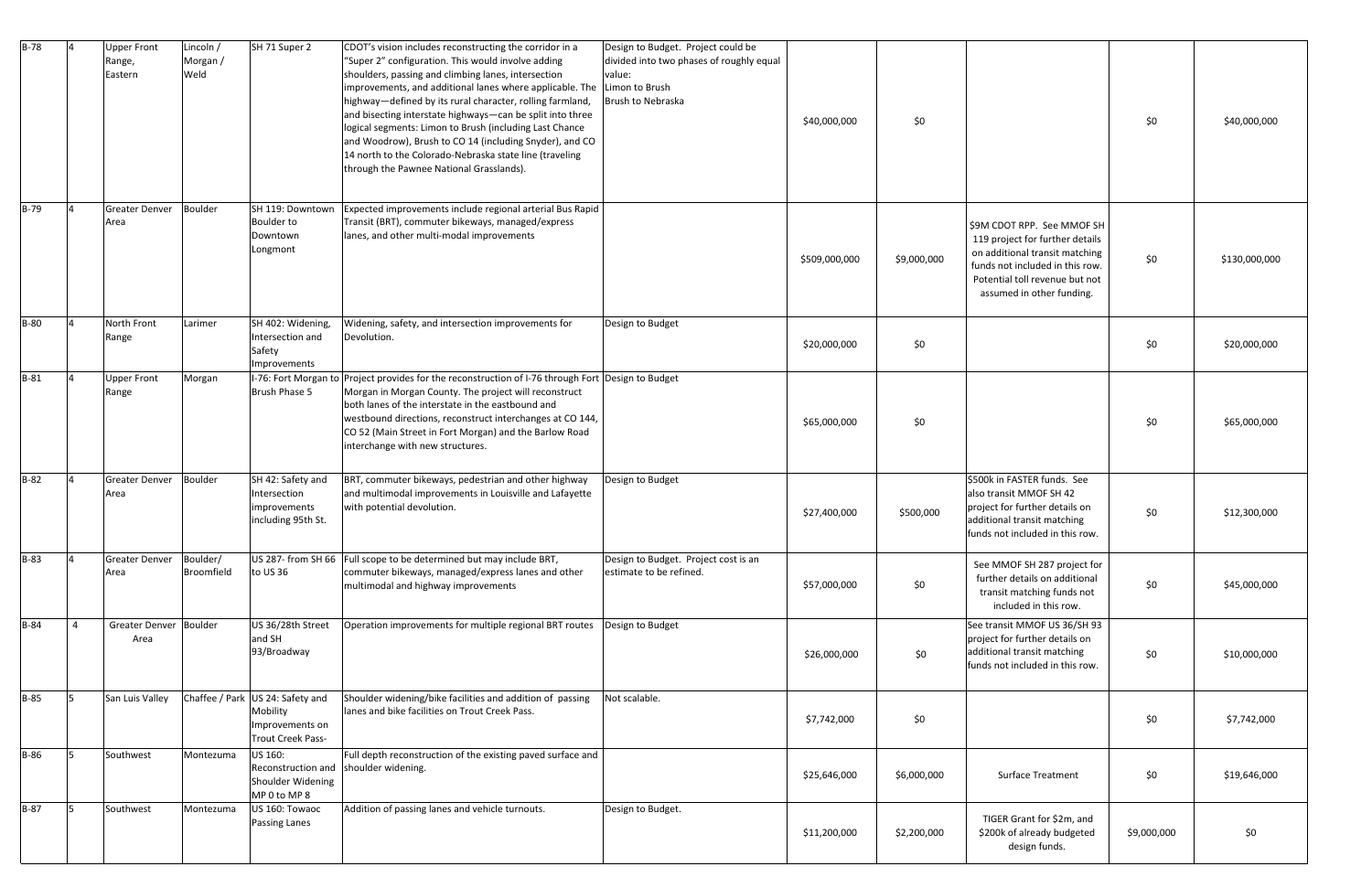| B-78 | 4 | Upper Front Range, Eastern | Lincoln / Morgan / Weld | SH 71 Super 2 | CDOT's vision includes reconstructing the corridor in a "Super 2" configuration. This would involve adding shoulders, passing and climbing lanes, intersection improvements, and additional lanes where applicable. The highway—defined by its rural character, rolling farmland, and bisecting interstate highways—can be split into three logical segments: Limon to Brush (including Last Chance and Woodrow), Brush to CO 14 (including Snyder), and CO 14 north to the Colorado-Nebraska state line (traveling through the Pawnee National Grasslands). | Design to Budget. Project could be divided into two phases of roughly equal value: Limon to Brush Brush to Nebraska | $40,000,000 | $0 | | $0 | $40,000,000 |
|---|---|---|---|---|---|---|---|---|---|---|---|
| B-79 | 4 | Greater Denver Area | Boulder | SH 119: Downtown Boulder to Downtown Longmont | Expected improvements include regional arterial Bus Rapid Transit (BRT), commuter bikeways, managed/express lanes, and other multi-modal improvements | | $509,000,000 | $9,000,000 | $9M CDOT RPP. See MMOF SH 119 project for further details on additional transit matching funds not included in this row. Potential toll revenue but not assumed in other funding. | $0 | $130,000,000 |
| B-80 | 4 | North Front Range | Larimer | SH 402: Widening, Intersection and Safety Improvements | Widening, safety, and intersection improvements for Devolution. | Design to Budget | $20,000,000 | $0 | | $0 | $20,000,000 |
| B-81 | 4 | Upper Front Range | Morgan | I-76: Fort Morgan to Brush Phase 5 | Project provides for the reconstruction of I-76 through Fort Morgan in Morgan County. The project will reconstruct both lanes of the interstate in the eastbound and westbound directions, reconstruct interchanges at CO 144, CO 52 (Main Street in Fort Morgan) and the Barlow Road interchange with new structures. | Design to Budget | $65,000,000 | $0 | | $0 | $65,000,000 |
| B-82 | 4 | Greater Denver Area | Boulder | SH 42: Safety and Intersection improvements including 95th St. | BRT, commuter bikeways, pedestrian and other highway and multimodal improvements in Louisville and Lafayette with potential devolution. | Design to Budget | $27,400,000 | $500,000 | $500k in FASTER funds. See also transit MMOF SH 42 project for further details on additional transit matching funds not included in this row. | $0 | $12,300,000 |
| B-83 | 4 | Greater Denver Area | Boulder/ Broomfield | US 287- from SH 66 to US 36 | Full scope to be determined but may include BRT, commuter bikeways, managed/express lanes and other multimodal and highway improvements | Design to Budget. Project cost is an estimate to be refined. | $57,000,000 | $0 | See MMOF SH 287 project for further details on additional transit matching funds not included in this row. | $0 | $45,000,000 |
| B-84 | 4 | Greater Denver Area | Boulder | US 36/28th Street and SH 93/Broadway | Operation improvements for multiple regional BRT routes | Design to Budget | $26,000,000 | $0 | See transit MMOF US 36/SH 93 project for further details on additional transit matching funds not included in this row. | $0 | $10,000,000 |
| B-85 | 5 | San Luis Valley | Chaffee / Park | US 24: Safety and Mobility Improvements on Trout Creek Pass- | Shoulder widening/bike facilities and addition of passing lanes and bike facilities on Trout Creek Pass. | Not scalable. | $7,742,000 | $0 | | $0 | $7,742,000 |
| B-86 | 5 | Southwest | Montezuma | US 160: Reconstruction and Shoulder Widening MP 0 to MP 8 | Full depth reconstruction of the existing paved surface and shoulder widening. | | $25,646,000 | $6,000,000 | Surface Treatment | $0 | $19,646,000 |
| B-87 | 5 | Southwest | Montezuma | US 160: Towaoc Passing Lanes | Addition of passing lanes and vehicle turnouts. | Design to Budget. | $11,200,000 | $2,200,000 | TIGER Grant for $2m, and $200k of already budgeted design funds. | $9,000,000 | $0 |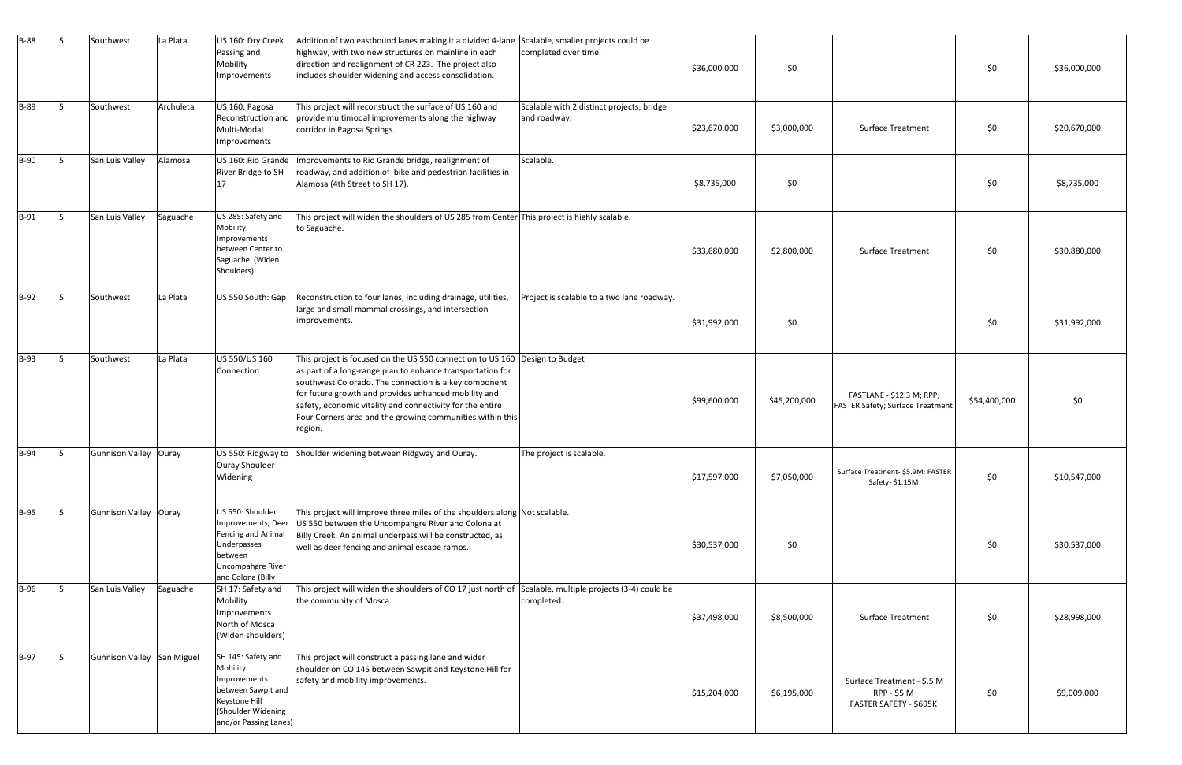| B-88 | 5 | Southwest | La Plata | US 160: Dry Creek Passing and Mobility Improvements | Addition of two eastbound lanes making it a divided 4-lane highway, with two new structures on mainline in each direction and realignment of CR 223. The project also includes shoulder widening and access consolidation. | Scalable, smaller projects could be completed over time. | $36,000,000 | $0 | | $0 | $36,000,000 |
|---|---|---|---|---|---|---|---|---|---|---|---|
| B-89 | 5 | Southwest | Archuleta | US 160: Pagosa Reconstruction and Multi-Modal Improvements | This project will reconstruct the surface of US 160 and provide multimodal improvements along the highway corridor in Pagosa Springs. | Scalable with 2 distinct projects; bridge and roadway. | $23,670,000 | $3,000,000 | Surface Treatment | $0 | $20,670,000 |
| B-90 | 5 | San Luis Valley | Alamosa | US 160: Rio Grande River Bridge to SH 17 | Improvements to Rio Grande bridge, realignment of roadway, and addition of bike and pedestrian facilities in Alamosa (4th Street to SH 17). | Scalable. | $8,735,000 | $0 | | $0 | $8,735,000 |
| B-91 | 5 | San Luis Valley | Saguache | US 285: Safety and Mobility Improvements between Center to Saguache (Widen Shoulders) | This project will widen the shoulders of US 285 from Center to Saguache. | This project is highly scalable. | $33,680,000 | $2,800,000 | Surface Treatment | $0 | $30,880,000 |
| B-92 | 5 | Southwest | La Plata | US 550 South: Gap | Reconstruction to four lanes, including drainage, utilities, large and small mammal crossings, and intersection improvements. | Project is scalable to a two lane roadway. | $31,992,000 | $0 | | $0 | $31,992,000 |
| B-93 | 5 | Southwest | La Plata | US 550/US 160 Connection | This project is focused on the US 550 connection to US 160 as part of a long-range plan to enhance transportation for southwest Colorado. The connection is a key component for future growth and provides enhanced mobility and safety, economic vitality and connectivity for the entire Four Corners area and the growing communities within this region. | Design to Budget | $99,600,000 | $45,200,000 | FASTLANE - $12.3 M; RPP; FASTER Safety; Surface Treatment | $54,400,000 | $0 |
| B-94 | 5 | Gunnison Valley | Ouray | US 550: Ridgway to Ouray Shoulder Widening | Shoulder widening between Ridgway and Ouray. | The project is scalable. | $17,597,000 | $7,050,000 | Surface Treatment- $5.9M; FASTER Safety- $1.15M | $0 | $10,547,000 |
| B-95 | 5 | Gunnison Valley | Ouray | US 550: Shoulder Improvements, Deer Fencing and Animal Underpasses between Uncompahgre River and Colona (Billy | This project will improve three miles of the shoulders along US 550 between the Uncompahgre River and Colona at Billy Creek. An animal underpass will be constructed, as well as deer fencing and animal escape ramps. | Not scalable. | $30,537,000 | $0 | | $0 | $30,537,000 |
| B-96 | 5 | San Luis Valley | Saguache | SH 17: Safety and Mobility Improvements North of Mosca (Widen shoulders) | This project will widen the shoulders of CO 17 just north of the community of Mosca. | Scalable, multiple projects (3-4) could be completed. | $37,498,000 | $8,500,000 | Surface Treatment | $0 | $28,998,000 |
| B-97 | 5 | Gunnison Valley | San Miguel | SH 145: Safety and Mobility Improvements between Sawpit and Keystone Hill (Shoulder Widening and/or Passing Lanes) | This project will construct a passing lane and wider shoulder on CO 145 between Sawpit and Keystone Hill for safety and mobility improvements. | | $15,204,000 | $6,195,000 | Surface Treatment - $.5 M RPP - $5 M FASTER SAFETY - $695K | $0 | $9,009,000 |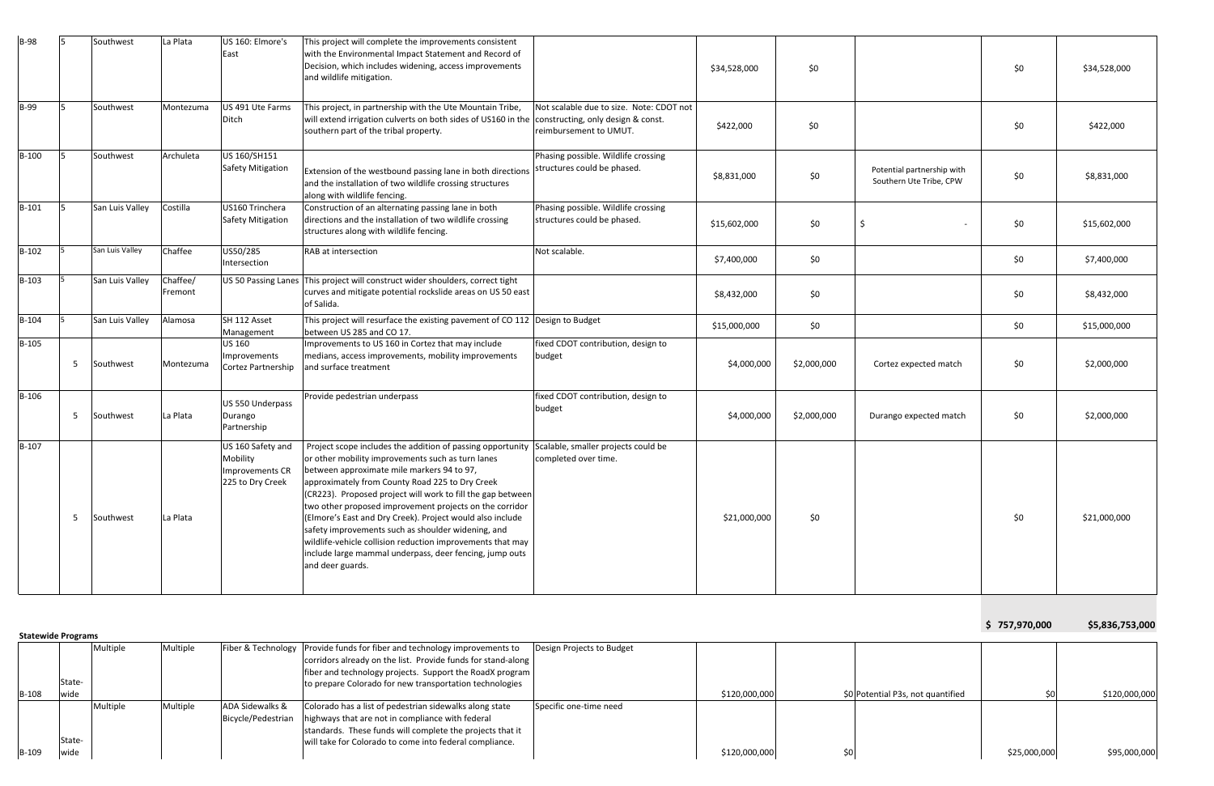| | | | | | | | | | | | |
|---|---|---|---|---|---|---|---|---|---|---|---|
| B-98 | 5 | Southwest | La Plata | US 160: Elmore's East | This project will complete the improvements consistent with the Environmental Impact Statement and Record of Decision, which includes widening, access improvements and wildlife mitigation. | | $34,528,000 | $0 | | $0 | $34,528,000 |
| B-99 | 5 | Southwest | Montezuma | US 491 Ute Farms Ditch | This project, in partnership with the Ute Mountain Tribe, will extend irrigation culverts on both sides of US160 in the southern part of the tribal property. | Not scalable due to size. Note: CDOT not constructing, only design & const. reimbursement to UMUT. | $422,000 | $0 | | $0 | $422,000 |
| B-100 | 5 | Southwest | Archuleta | US 160/SH151 Safety Mitigation | Extension of the westbound passing lane in both directions and the installation of two wildlife crossing structures along with wildlife fencing. | Phasing possible. Wildlife crossing structures could be phased. | $8,831,000 | $0 | Potential partnership with Southern Ute Tribe, CPW | $0 | $8,831,000 |
| B-101 | 5 | San Luis Valley | Costilla | US160 Trinchera Safety Mitigation | Construction of an alternating passing lane in both directions and the installation of two wildlife crossing structures along with wildlife fencing. | Phasing possible. Wildlife crossing structures could be phased. | $15,602,000 | $0 | $ - | $0 | $15,602,000 |
| B-102 | 5 | San Luis Valley | Chaffee | US50/285 Intersection | RAB at intersection | Not scalable. | $7,400,000 | $0 | | $0 | $7,400,000 |
| B-103 | 5 | San Luis Valley | Chaffee/ Fremont | US 50 Passing Lanes | This project will construct wider shoulders, correct tight curves and mitigate potential rockslide areas on US 50 east of Salida. | | $8,432,000 | $0 | | $0 | $8,432,000 |
| B-104 | 5 | San Luis Valley | Alamosa | SH 112 Asset Management | This project will resurface the existing pavement of CO 112 between US 285 and CO 17. | Design to Budget | $15,000,000 | $0 | | $0 | $15,000,000 |
| B-105 | 5 | Southwest | Montezuma | US 160 Improvements Cortez Partnership | Improvements to US 160 in Cortez that may include medians, access improvements, mobility improvements and surface treatment | fixed CDOT contribution, design to budget | $4,000,000 | $2,000,000 | Cortez expected match | $0 | $2,000,000 |
| B-106 | 5 | Southwest | La Plata | US 550 Underpass Durango Partnership | Provide pedestrian underpass | fixed CDOT contribution, design to budget | $4,000,000 | $2,000,000 | Durango expected match | $0 | $2,000,000 |
| B-107 | 5 | Southwest | La Plata | US 160 Safety and Mobility Improvements CR 225 to Dry Creek | Project scope includes the addition of passing opportunity or other mobility improvements such as turn lanes between approximate mile markers 94 to 97, approximately from County Road 225 to Dry Creek (CR223). Proposed project will work to fill the gap between two other proposed improvement projects on the corridor (Elmore's East and Dry Creek). Project would also include safety improvements such as shoulder widening, and wildlife-vehicle collision reduction improvements that may include large mammal underpass, deer fencing, jump outs and deer guards. | Scalable, smaller projects could be completed over time. | $21,000,000 | $0 | | $0 | $21,000,000 |
| | | | | | | | | | | $ 757,970,000 | $5,836,753,000 |

**Statewide Programs**

| | | | | | | | | | | | |
|---|---|---|---|---|---|---|---|---|---|---|---|
| B-108 | State-wide | Multiple | Multiple | Fiber & Technology | Provide funds for fiber and technology improvements to corridors already on the list. Provide funds for stand-along fiber and technology projects. Support the RoadX program to prepare Colorado for new transportation technologies | Design Projects to Budget | $120,000,000 | $0 | Potential P3s, not quantified | $0 | $120,000,000 |
| B-109 | State-wide | Multiple | Multiple | ADA Sidewalks & Bicycle/Pedestrian | Colorado has a list of pedestrian sidewalks along state highways that are not in compliance with federal standards. These funds will complete the projects that it will take for Colorado to come into federal compliance. | Specific one-time need | $120,000,000 | $0 | | $25,000,000 | $95,000,000 |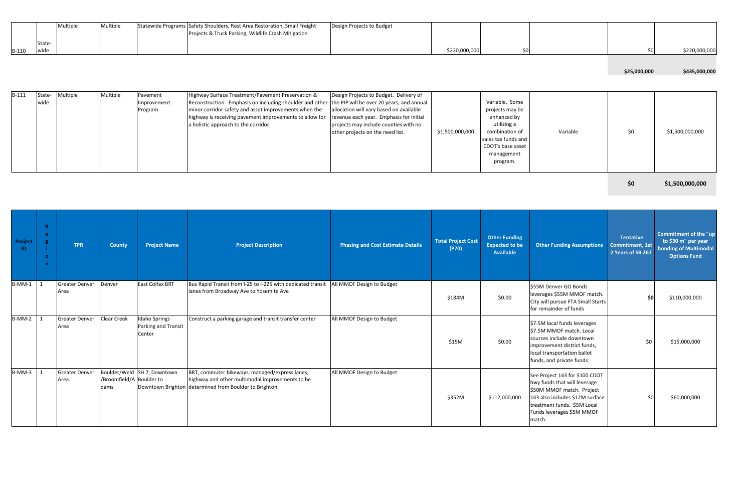| | | | | | | | | | | | |
|---|---|---|---|---|---|---|---|---|---|---|---|
| B-110 | State-wide | Multiple | Multiple | Statewide Programs | Safety Shoulders, Rest Area Restoration, Small Freight Projects & Truck Parking, Wildlife Crash Mitigation | Design Projects to Budget | $220,000,000 | $0 | | $0 | $220,000,000 |
| | | | | | | | | | | **$25,000,000** | **$435,000,000** |

| | | | | | | | | | | | |
|---|---|---|---|---|---|---|---|---|---|---|---|
| B-111 | State-wide | Multiple | Multiple | Pavement Improvement Program | Highway Surface Treatment/Pavement Preservation & Reconstruction. Emphasis on including shoulder and other minor corridor safety and asset improvements when the highway is receiving pavement improvements to allow for a holistic approach to the corridor. | Design Projects to Budget. Delivery of the PIP will be over 20 years, and annual allocation will vary based on available revenue each year. Emphasis for initial projects may include counties with no other projects on the need list. | $1,500,000,000 | Variable. Some projects may be enhanced by utilizing a combination of sales tax funds and CDOT's base asset management program. | Variable | $0 | $1,500,000,000 |
| | | | | | | | | | | **$0** | **$1,500,000,000** |

| Project ID | Region | TPR | County | Project Name | Project Description | Phasing and Cost Estimate Details | Total Project Cost (P70) | Other Funding Expected to be Available | Other Funding Assumptions | Tentative Commitment, 1st 2 Years of SB 267 | Commitment of the "up to $30 m" per year bonding of Multimodal Options Fund |
|---|---|---|---|---|---|---|---|---|---|---|---|
| B-MM-1 | 1 | Greater Denver Area | Denver | East Colfax BRT | Bus Rapid Transit from I-25 to I-225 with dedicated transit lanes from Broadway Ave to Yosemite Ave | All MMOF Design to Budget | $184M | $0.00 | $55M Denver GO Bonds leverages $55M MMOF match. City will pursue FTA Small Starts for remainder of funds | **$0** | $110,000,000 |
| B-MM-2 | 1 | Greater Denver Area | Clear Creek | Idaho Springs Parking and Transit Center | Construct a parking garage and transit transfer center | All MMOF Design to Budget | $15M | $0.00 | $7.5M local funds leverages $7.5M MMOF match. Local sources include downtown improvement district funds, local transportation ballot funds, and private funds. | $0 | $15,000,000 |
| B-MM-3 | 1 | Greater Denver Area | Boulder/Weld/Broomfield/Adams | SH 7, Downtown Boulder to Downtown Brighton | BRT, commuter bikeways, managed/express lanes, highway and other multimodal improvements to be determined from Boulder to Brighton. | All MMOF Design to Budget | $352M | $112,000,000 | See Project 143 for $100 CDOT hwy funds that will leverage $50M MMOF match. Project 143 also includes $12M surface treatment funds. $5M Local Funds leverages $5M MMOF match. | $0 | $60,000,000 |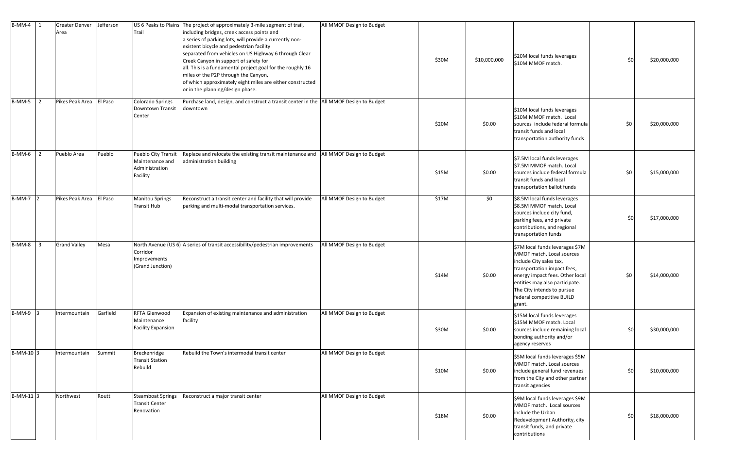| B-MM-4 | 1 | Greater Denver Area | Jefferson | US 6 Peaks to Plains Trail | The project of approximately 3-mile segment of trail, including bridges, creek access points and a series of parking lots, will provide a currently non-existent bicycle and pedestrian facility separated from vehicles on US Highway 6 through Clear Creek Canyon in support of safety for all. This is a fundamental project goal for the roughly 16 miles of the P2P through the Canyon, of which approximately eight miles are either constructed or in the planning/design phase. | All MMOF Design to Budget | $30M | $10,000,000 | $20M local funds leverages $10M MMOF match. | $0 | $20,000,000 |
|---|---|---|---|---|---|---|---|---|---|---|---|
| B-MM-5 | 2 | Pikes Peak Area | El Paso | Colorado Springs Downtown Transit Center | Purchase land, design, and construct a transit center in the downtown | All MMOF Design to Budget | $20M | $0.00 | $10M local funds leverages $10M MMOF match. Local sources include federal formula transit funds and local transportation authority funds | $0 | $20,000,000 |
| B-MM-6 | 2 | Pueblo Area | Pueblo | Pueblo City Transit Maintenance and Administration Facility | Replace and relocate the existing transit maintenance and administration building | All MMOF Design to Budget | $15M | $0.00 | $7.5M local funds leverages $7.5M MMOF match. Local sources include federal formula transit funds and local transportation ballot funds | $0 | $15,000,000 |
| B-MM-7 | 2 | Pikes Peak Area | El Paso | Manitou Springs Transit Hub | Reconstruct a transit center and facility that will provide parking and multi-modal transportation services. | All MMOF Design to Budget | $17M | $0 | $8.5M local funds leverages $8.5M MMOF match. Local sources include city fund, parking fees, and private contributions, and regional transportation funds | $0 | $17,000,000 |
| B-MM-8 | 3 | Grand Valley | Mesa | North Avenue (US 6) Corridor Improvements (Grand Junction) | A series of transit accessibility/pedestrian improvements | All MMOF Design to Budget | $14M | $0.00 | $7M local funds leverages $7M MMOF match. Local sources include City sales tax, transportation impact fees, energy impact fees. Other local entities may also participate. The City intends to pursue federal competitive BUILD grant. | $0 | $14,000,000 |
| B-MM-9 | 3 | Intermountain | Garfield | RFTA Glenwood Maintenance Facility Expansion | Expansion of existing maintenance and administration facility | All MMOF Design to Budget | $30M | $0.00 | $15M local funds leverages $15M MMOF match. Local sources include remaining local bonding authority and/or agency reserves | $0 | $30,000,000 |
| B-MM-10 | 3 | Intermountain | Summit | Breckenridge Transit Station Rebuild | Rebuild the Town's intermodal transit center | All MMOF Design to Budget | $10M | $0.00 | $5M local funds leverages $5M MMOF match. Local sources include general fund revenues from the City and other partner transit agencies | $0 | $10,000,000 |
| B-MM-11 | 3 | Northwest | Routt | Steamboat Springs Transit Center Renovation | Reconstruct a major transit center | All MMOF Design to Budget | $18M | $0.00 | $9M local funds leverages $9M MMOF match. Local sources include the Urban Redevelopment Authority, city transit funds, and private contributions | $0 | $18,000,000 |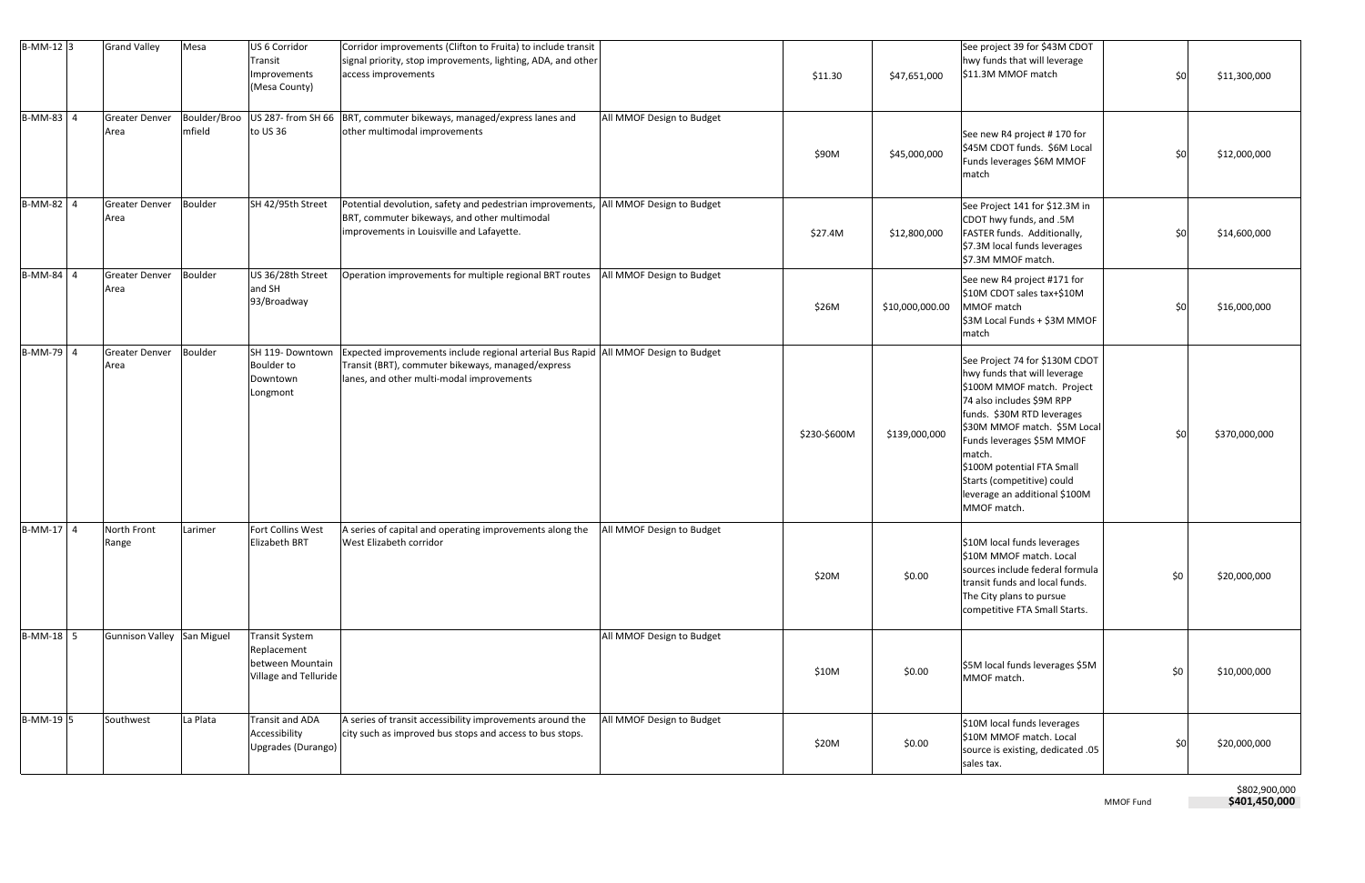| | | | | | | | | | | | |
|---|---|---|---|---|---|---|---|---|---|---|---|
| B-MM-12 | 3 | Grand Valley | Mesa | US 6 Corridor Transit Improvements (Mesa County) | Corridor improvements (Clifton to Fruita) to include transit signal priority, stop improvements, lighting, ADA, and other access improvements | | $11.30 | $47,651,000 | See project 39 for $43M CDOT hwy funds that will leverage $11.3M MMOF match | $0 | $11,300,000 |
| B-MM-83 | 4 | Greater Denver Area | Boulder/Broomfield | US 287- from SH 66 to US 36 | BRT, commuter bikeways, managed/express lanes and other multimodal improvements | All MMOF Design to Budget | $90M | $45,000,000 | See new R4 project # 170 for $45M CDOT funds. $6M Local Funds leverages $6M MMOF match | $0 | $12,000,000 |
| B-MM-82 | 4 | Greater Denver Area | Boulder | SH 42/95th Street | Potential devolution, safety and pedestrian improvements, BRT, commuter bikeways, and other multimodal improvements in Louisville and Lafayette. | All MMOF Design to Budget | $27.4M | $12,800,000 | See Project 141 for $12.3M in CDOT hwy funds, and .5M FASTER funds. Additionally, $7.3M local funds leverages $7.3M MMOF match. | $0 | $14,600,000 |
| B-MM-84 | 4 | Greater Denver Area | Boulder | US 36/28th Street and SH 93/Broadway | Operation improvements for multiple regional BRT routes | All MMOF Design to Budget | $26M | $10,000,000.00 | See new R4 project #171 for $10M CDOT sales tax+$10M MMOF match $3M Local Funds + $3M MMOF match | $0 | $16,000,000 |
| B-MM-79 | 4 | Greater Denver Area | Boulder | SH 119- Downtown Boulder to Downtown Longmont | Expected improvements include regional arterial Bus Rapid Transit (BRT), commuter bikeways, managed/express lanes, and other multi-modal improvements | All MMOF Design to Budget | $230-$600M | $139,000,000 | See Project 74 for $130M CDOT hwy funds that will leverage $100M MMOF match. Project 74 also includes $9M RPP funds. $30M RTD leverages $30M MMOF match. $5M Local Funds leverages $5M MMOF match. $100M potential FTA Small Starts (competitive) could leverage an additional $100M MMOF match. | $0 | $370,000,000 |
| B-MM-17 | 4 | North Front Range | Larimer | Fort Collins West Elizabeth BRT | A series of capital and operating improvements along the West Elizabeth corridor | All MMOF Design to Budget | $20M | $0.00 | $10M local funds leverages $10M MMOF match. Local sources include federal formula transit funds and local funds. The City plans to pursue competitive FTA Small Starts. | $0 | $20,000,000 |
| B-MM-18 | 5 | Gunnison Valley | San Miguel | Transit System Replacement between Mountain Village and Telluride | | All MMOF Design to Budget | $10M | $0.00 | $5M local funds leverages $5M MMOF match. | $0 | $10,000,000 |
| B-MM-19 | 5 | Southwest | La Plata | Transit and ADA Accessibility Upgrades (Durango) | A series of transit accessibility improvements around the city such as improved bus stops and access to bus stops. | All MMOF Design to Budget | $20M | $0.00 | $10M local funds leverages $10M MMOF match. Local source is existing, dedicated .05 sales tax. | $0 | $20,000,000 |
| | | | | | | | | | | | $802,900,000 |
| | | | | | | | | | | MMOF Fund | **$401,450,000** |